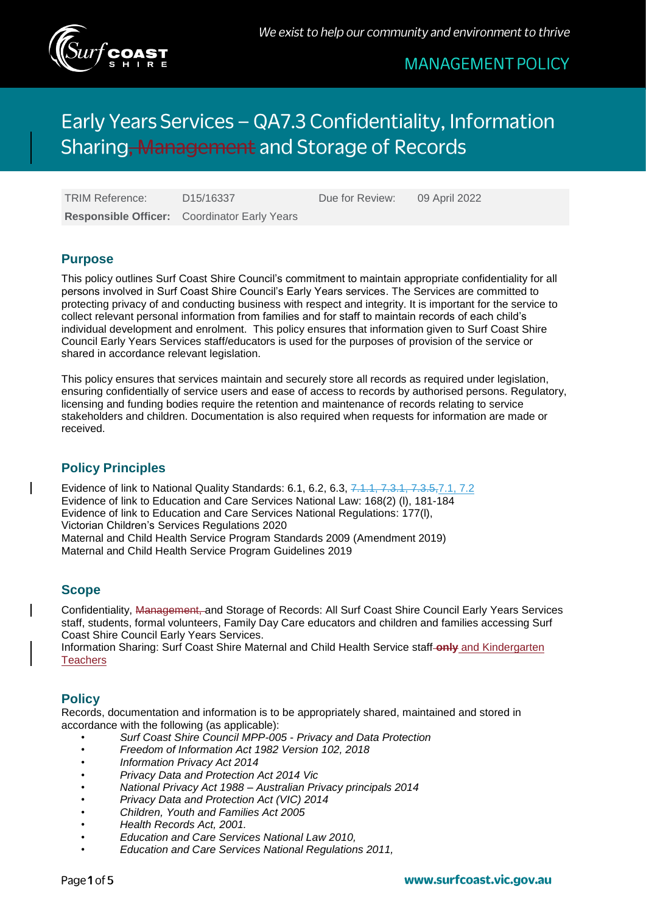We exist to help our community and environment to thrive

MANAGEMENT POLICY

# Early Years Services – QA7.3 Confidentiality, Information Sharing~~, Management~~ and Storage of Records

| TRIM Reference: | D15/16337 | Due for Review: | 09 April 2022 |
|---|---|---|---|
| **Responsible Officer:** | Coordinator Early Years | | |

## Purpose

This policy outlines Surf Coast Shire Council's commitment to maintain appropriate confidentiality for all persons involved in Surf Coast Shire Council's Early Years services. The Services are committed to protecting privacy of and conducting business with respect and integrity. It is important for the service to collect relevant personal information from families and for staff to maintain records of each child's individual development and enrolment. This policy ensures that information given to Surf Coast Shire Council Early Years Services staff/educators is used for the purposes of provision of the service or shared in accordance relevant legislation.

This policy ensures that services maintain and securely store all records as required under legislation, ensuring confidentially of service users and ease of access to records by authorised persons. Regulatory, licensing and funding bodies require the retention and maintenance of records relating to service stakeholders and children. Documentation is also required when requests for information are made or received.

## Policy Principles

Evidence of link to National Quality Standards: 6.1, 6.2, 6.3, ~~7.1.1, 7.3.1, 7.3.5,~~7.1, 7.2
Evidence of link to Education and Care Services National Law: 168(2) (l), 181-184
Evidence of link to Education and Care Services National Regulations: 177(l),
Victorian Children's Services Regulations 2020
Maternal and Child Health Service Program Standards 2009 (Amendment 2019)
Maternal and Child Health Service Program Guidelines 2019

## Scope

Confidentiality, ~~Management,~~ and Storage of Records: All Surf Coast Shire Council Early Years Services staff, students, formal volunteers, Family Day Care educators and children and families accessing Surf Coast Shire Council Early Years Services.
Information Sharing: Surf Coast Shire Maternal and Child Health Service staff ~~**only**~~ and Kindergarten Teachers

## Policy

Records, documentation and information is to be appropriately shared, maintained and stored in accordance with the following (as applicable):

- *Surf Coast Shire Council MPP-005 - Privacy and Data Protection*
- *Freedom of Information Act 1982 Version 102, 2018*
- *Information Privacy Act 2014*
- *Privacy Data and Protection Act 2014 Vic*
- *National Privacy Act 1988 – Australian Privacy principals 2014*
- *Privacy Data and Protection Act (VIC) 2014*
- *Children, Youth and Families Act 2005*
- *Health Records Act, 2001.*
- *Education and Care Services National Law 2010,*
- *Education and Care Services National Regulations 2011,*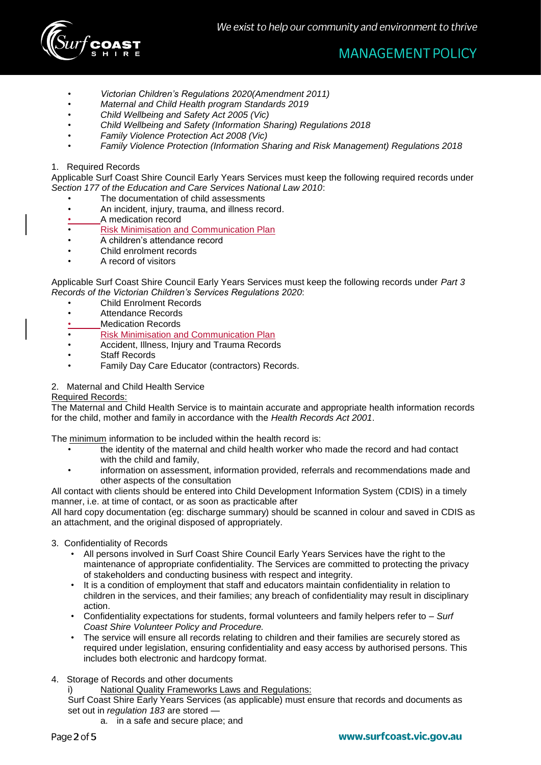- *Victorian Children's Regulations 2020(Amendment 2011)*
- *Maternal and Child Health program Standards 2019*
- *Child Wellbeing and Safety Act 2005 (Vic)*
- *Child Wellbeing and Safety (Information Sharing) Regulations 2018*
- *Family Violence Protection Act 2008 (Vic)*
- *Family Violence Protection (Information Sharing and Risk Management) Regulations 2018*

1. Required Records

Applicable Surf Coast Shire Council Early Years Services must keep the following required records under *Section 177 of the Education and Care Services National Law 2010*:

- The documentation of child assessments
- An incident, injury, trauma, and illness record.
- A medication record
- Risk Minimisation and Communication Plan
- A children's attendance record
- Child enrolment records
- A record of visitors

Applicable Surf Coast Shire Council Early Years Services must keep the following records under *Part 3 Records of the Victorian Children's Services Regulations 2020*:

- Child Enrolment Records
- Attendance Records
- Medication Records
- Risk Minimisation and Communication Plan
- Accident, Illness, Injury and Trauma Records
- Staff Records
- Family Day Care Educator (contractors) Records.

2. Maternal and Child Health Service

Required Records:

The Maternal and Child Health Service is to maintain accurate and appropriate health information records for the child, mother and family in accordance with the *Health Records Act 2001*.

The minimum information to be included within the health record is:

- the identity of the maternal and child health worker who made the record and had contact with the child and family,
- information on assessment, information provided, referrals and recommendations made and other aspects of the consultation

All contact with clients should be entered into Child Development Information System (CDIS) in a timely manner, i.e. at time of contact, or as soon as practicable after

All hard copy documentation (eg: discharge summary) should be scanned in colour and saved in CDIS as an attachment, and the original disposed of appropriately.

3. Confidentiality of Records
   - All persons involved in Surf Coast Shire Council Early Years Services have the right to the maintenance of appropriate confidentiality. The Services are committed to protecting the privacy of stakeholders and conducting business with respect and integrity.
   - It is a condition of employment that staff and educators maintain confidentiality in relation to children in the services, and their families; any breach of confidentiality may result in disciplinary action.
   - Confidentiality expectations for students, formal volunteers and family helpers refer to – *Surf Coast Shire Volunteer Policy and Procedure.*
   - The service will ensure all records relating to children and their families are securely stored as required under legislation, ensuring confidentiality and easy access by authorised persons. This includes both electronic and hardcopy format.

4. Storage of Records and other documents

   i) National Quality Frameworks Laws and Regulations:

   Surf Coast Shire Early Years Services (as applicable) must ensure that records and documents as set out in *regulation 183* are stored —

   a. in a safe and secure place; and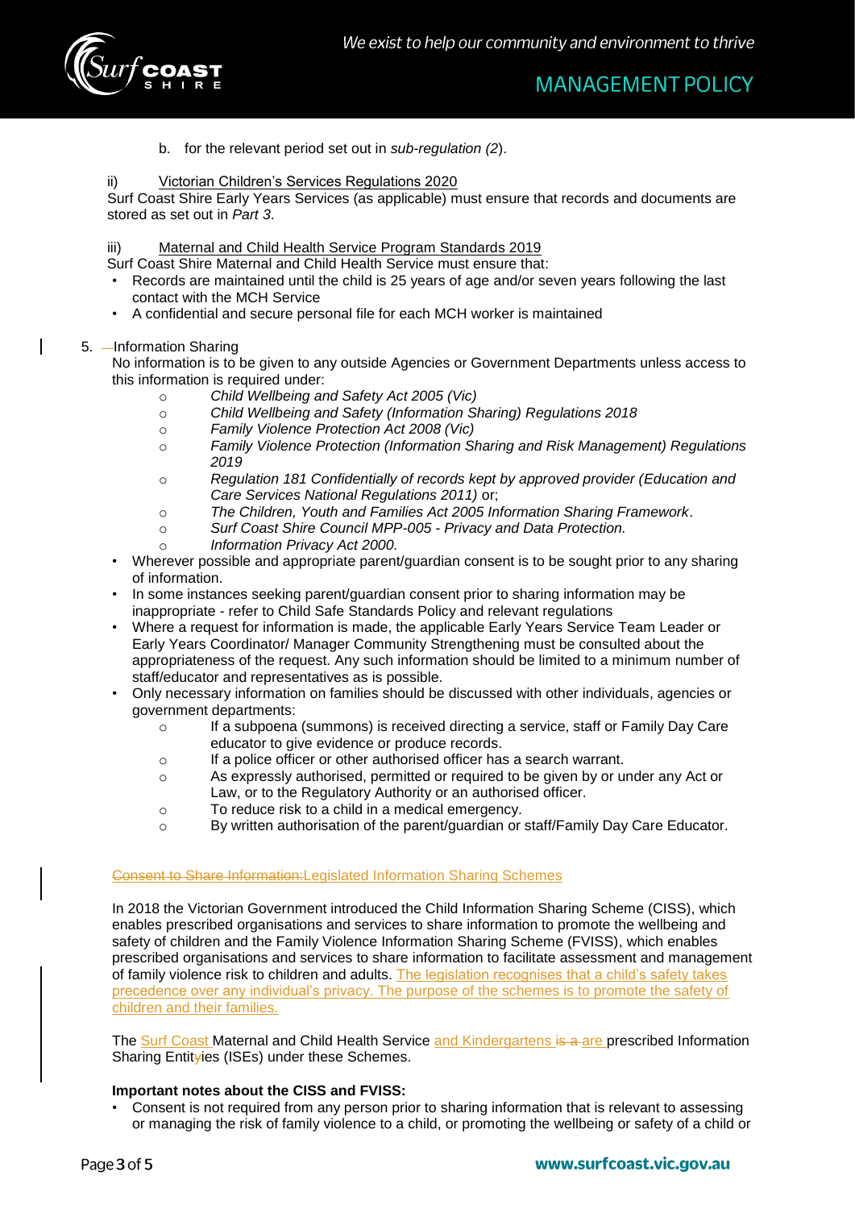b. for the relevant period set out in *sub-regulation (2*).

ii) Victorian Children's Services Regulations 2020

Surf Coast Shire Early Years Services (as applicable) must ensure that records and documents are stored as set out in *Part 3*.

iii) Maternal and Child Health Service Program Standards 2019

Surf Coast Shire Maternal and Child Health Service must ensure that:

- Records are maintained until the child is 25 years of age and/or seven years following the last contact with the MCH Service
- A confidential and secure personal file for each MCH worker is maintained

5. Information Sharing

No information is to be given to any outside Agencies or Government Departments unless access to this information is required under:

- *Child Wellbeing and Safety Act 2005 (Vic)*
- *Child Wellbeing and Safety (Information Sharing) Regulations 2018*
- *Family Violence Protection Act 2008 (Vic)*
- *Family Violence Protection (Information Sharing and Risk Management) Regulations 2019*
- *Regulation 181 Confidentially of records kept by approved provider (Education and Care Services National Regulations 2011)* or;
- *The Children, Youth and Families Act 2005 Information Sharing Framework*.
- *Surf Coast Shire Council MPP-005 - Privacy and Data Protection.*
- *Information Privacy Act 2000.*

- Wherever possible and appropriate parent/guardian consent is to be sought prior to any sharing of information.
- In some instances seeking parent/guardian consent prior to sharing information may be inappropriate - refer to Child Safe Standards Policy and relevant regulations
- Where a request for information is made, the applicable Early Years Service Team Leader or Early Years Coordinator/ Manager Community Strengthening must be consulted about the appropriateness of the request. Any such information should be limited to a minimum number of staff/educator and representatives as is possible.
- Only necessary information on families should be discussed with other individuals, agencies or government departments:
  - If a subpoena (summons) is received directing a service, staff or Family Day Care educator to give evidence or produce records.
  - If a police officer or other authorised officer has a search warrant.
  - As expressly authorised, permitted or required to be given by or under any Act or Law, or to the Regulatory Authority or an authorised officer.
  - To reduce risk to a child in a medical emergency.
  - By written authorisation of the parent/guardian or staff/Family Day Care Educator.

~~Consent to Share Information:~~Legislated Information Sharing Schemes

In 2018 the Victorian Government introduced the Child Information Sharing Scheme (CISS), which enables prescribed organisations and services to share information to promote the wellbeing and safety of children and the Family Violence Information Sharing Scheme (FVISS), which enables prescribed organisations and services to share information to facilitate assessment and management of family violence risk to children and adults. The legislation recognises that a child's safety takes precedence over any individual's privacy. The purpose of the schemes is to promote the safety of children and their families.

The Surf Coast Maternal and Child Health Service and Kindergartens ~~is a~~ are prescribed Information Sharing Entit~~y~~ies (ISEs) under these Schemes.

**Important notes about the CISS and FVISS:**

- Consent is not required from any person prior to sharing information that is relevant to assessing or managing the risk of family violence to a child, or promoting the wellbeing or safety of a child or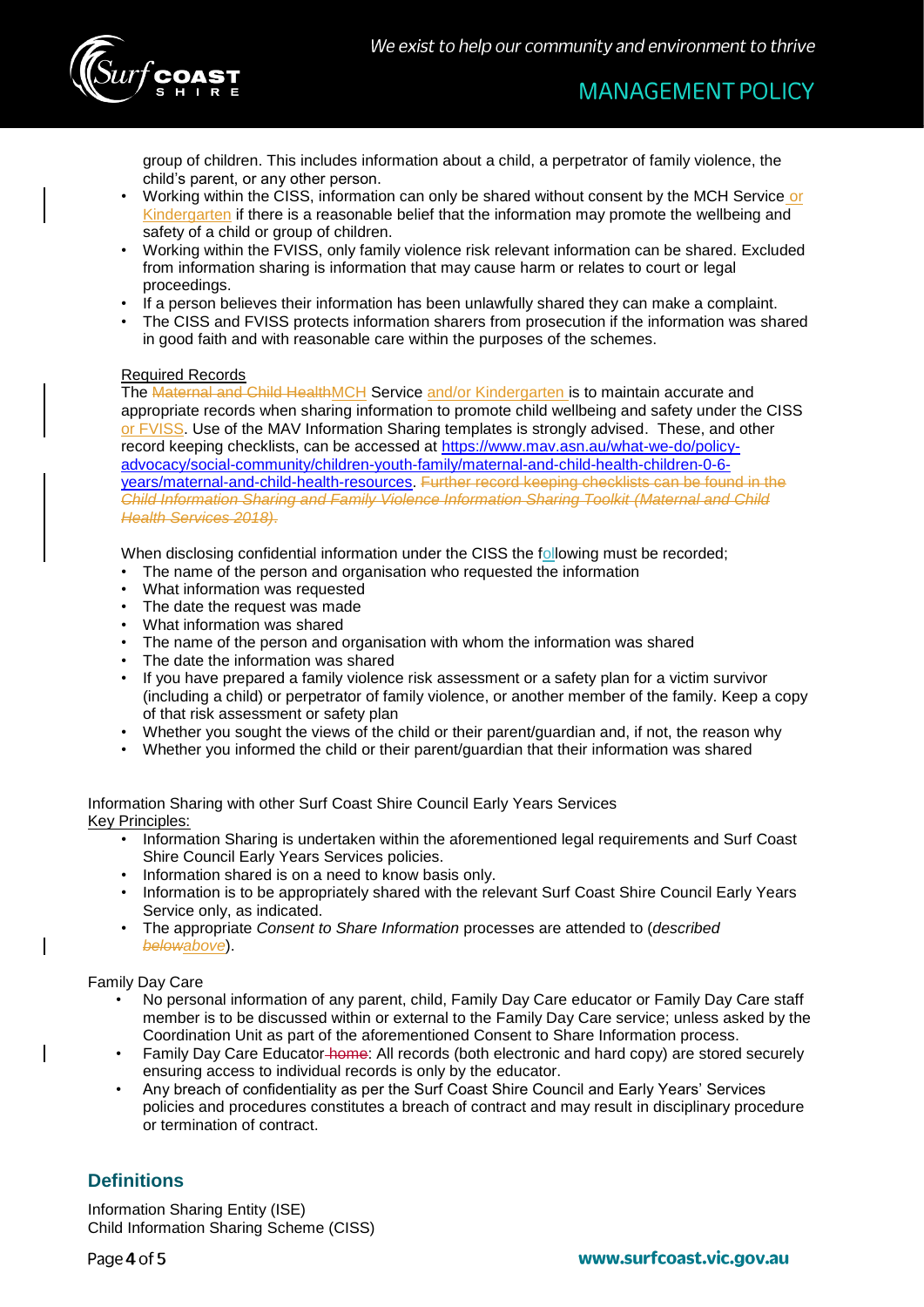group of children. This includes information about a child, a perpetrator of family violence, the child's parent, or any other person.

- Working within the CISS, information can only be shared without consent by the MCH Service or Kindergarten if there is a reasonable belief that the information may promote the wellbeing and safety of a child or group of children.
- Working within the FVISS, only family violence risk relevant information can be shared. Excluded from information sharing is information that may cause harm or relates to court or legal proceedings.
- If a person believes their information has been unlawfully shared they can make a complaint.
- The CISS and FVISS protects information sharers from prosecution if the information was shared in good faith and with reasonable care within the purposes of the schemes.

Required Records

The ~~Maternal and Child Health~~MCH Service and/or Kindergarten is to maintain accurate and appropriate records when sharing information to promote child wellbeing and safety under the CISS or FVISS. Use of the MAV Information Sharing templates is strongly advised. These, and other record keeping checklists, can be accessed at https://www.mav.asn.au/what-we-do/policy-advocacy/social-community/children-youth-family/maternal-and-child-health-children-0-6-years/maternal-and-child-health-resources. ~~Further record keeping checklists can be found in the *Child Information Sharing and Family Violence Information Sharing Toolkit (Maternal and Child Health Services 2018)*.~~

When disclosing confidential information under the CISS the following must be recorded;

- The name of the person and organisation who requested the information
- What information was requested
- The date the request was made
- What information was shared
- The name of the person and organisation with whom the information was shared
- The date the information was shared
- If you have prepared a family violence risk assessment or a safety plan for a victim survivor (including a child) or perpetrator of family violence, or another member of the family. Keep a copy of that risk assessment or safety plan
- Whether you sought the views of the child or their parent/guardian and, if not, the reason why
- Whether you informed the child or their parent/guardian that their information was shared

Information Sharing with other Surf Coast Shire Council Early Years Services

Key Principles:

- Information Sharing is undertaken within the aforementioned legal requirements and Surf Coast Shire Council Early Years Services policies.
- Information shared is on a need to know basis only.
- Information is to be appropriately shared with the relevant Surf Coast Shire Council Early Years Service only, as indicated.
- The appropriate *Consent to Share Information* processes are attended to (*described ~~below~~above*).

Family Day Care

- No personal information of any parent, child, Family Day Care educator or Family Day Care staff member is to be discussed within or external to the Family Day Care service; unless asked by the Coordination Unit as part of the aforementioned Consent to Share Information process.
- Family Day Care Educator ~~home~~: All records (both electronic and hard copy) are stored securely ensuring access to individual records is only by the educator.
- Any breach of confidentiality as per the Surf Coast Shire Council and Early Years' Services policies and procedures constitutes a breach of contract and may result in disciplinary procedure or termination of contract.

## Definitions

Information Sharing Entity (ISE)
Child Information Sharing Scheme (CISS)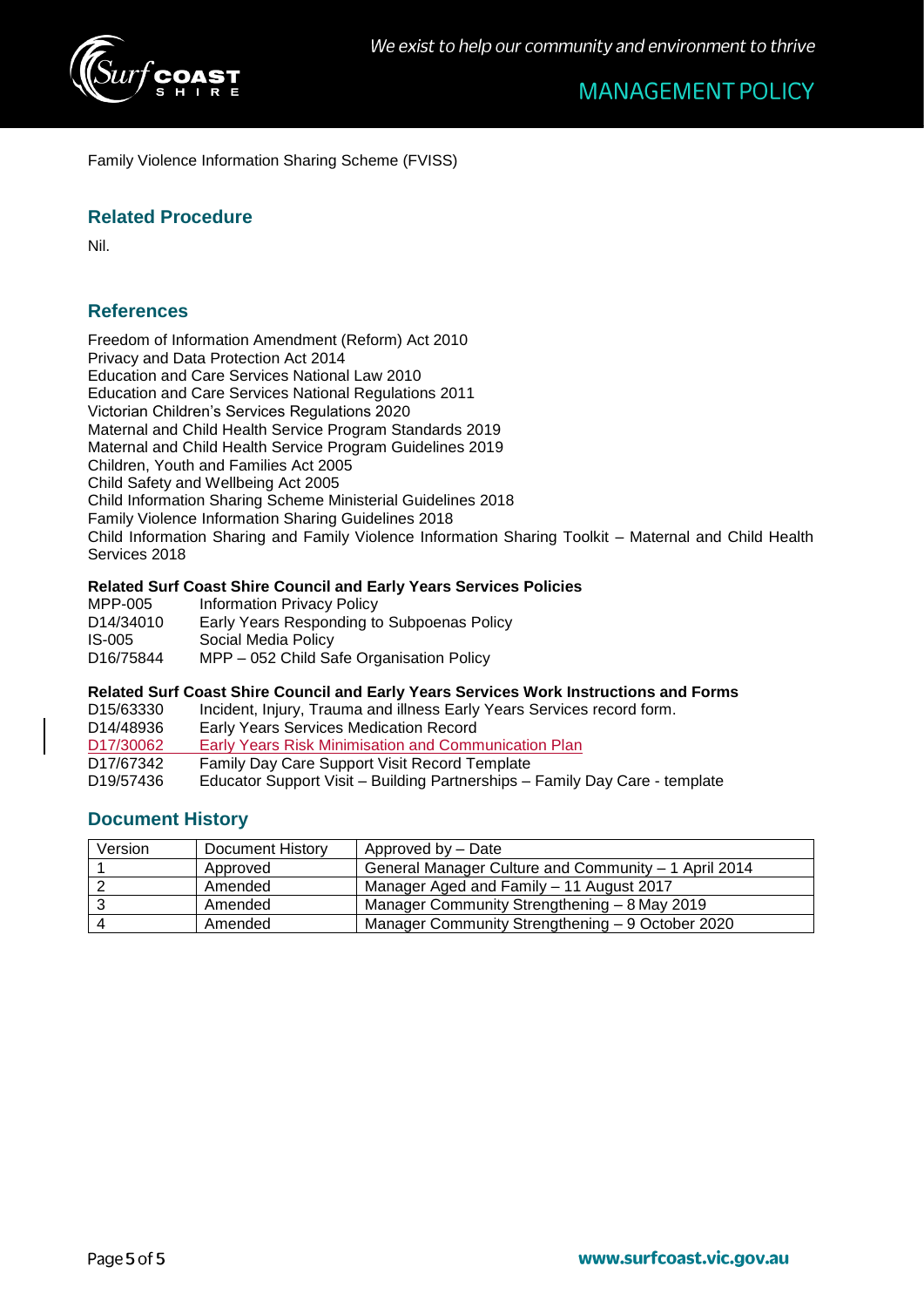Family Violence Information Sharing Scheme (FVISS)

## Related Procedure

Nil.

## References

Freedom of Information Amendment (Reform) Act 2010
Privacy and Data Protection Act 2014
Education and Care Services National Law 2010
Education and Care Services National Regulations 2011
Victorian Children's Services Regulations 2020
Maternal and Child Health Service Program Standards 2019
Maternal and Child Health Service Program Guidelines 2019
Children, Youth and Families Act 2005
Child Safety and Wellbeing Act 2005
Child Information Sharing Scheme Ministerial Guidelines 2018
Family Violence Information Sharing Guidelines 2018
Child Information Sharing and Family Violence Information Sharing Toolkit – Maternal and Child Health Services 2018

**Related Surf Coast Shire Council and Early Years Services Policies**

| | |
|---|---|
| MPP-005 | Information Privacy Policy |
| D14/34010 | Early Years Responding to Subpoenas Policy |
| IS-005 | Social Media Policy |
| D16/75844 | MPP – 052 Child Safe Organisation Policy |

**Related Surf Coast Shire Council and Early Years Services Work Instructions and Forms**

| | |
|---|---|
| D15/63330 | Incident, Injury, Trauma and illness Early Years Services record form. |
| D14/48936 | Early Years Services Medication Record |
| D17/30062 | Early Years Risk Minimisation and Communication Plan |
| D17/67342 | Family Day Care Support Visit Record Template |
| D19/57436 | Educator Support Visit – Building Partnerships – Family Day Care - template |

## Document History

| Version | Document History | Approved by – Date |
|---|---|---|
| 1 | Approved | General Manager Culture and Community – 1 April 2014 |
| 2 | Amended | Manager Aged and Family – 11 August 2017 |
| 3 | Amended | Manager Community Strengthening – 8 May 2019 |
| 4 | Amended | Manager Community Strengthening – 9 October 2020 |